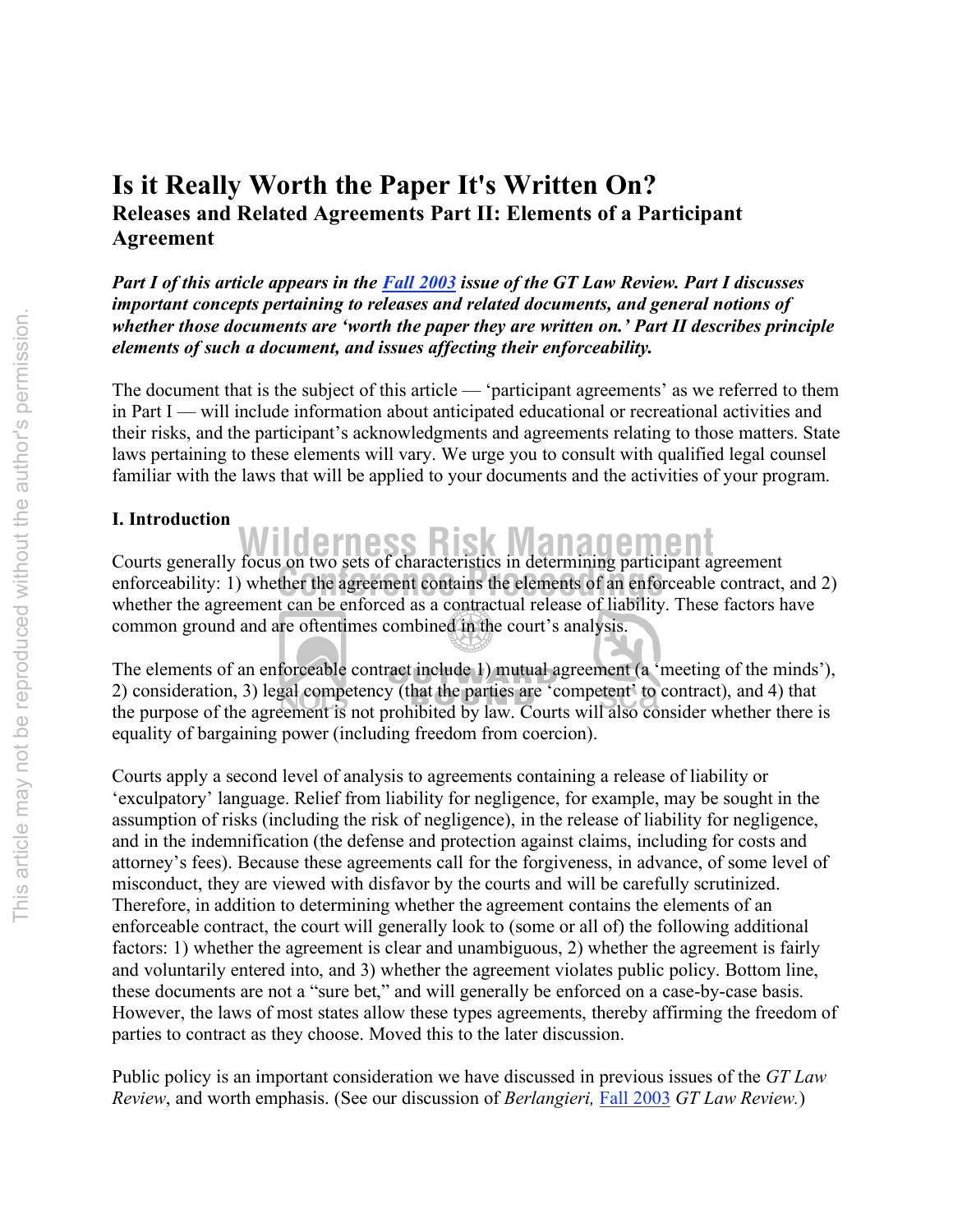# Is it Really Worth the Paper It's Written On?

## Releases and Related Agreements Part II: Elements of a Participant Agreement

***Part I of this article appears in the Fall 2003 issue of the GT Law Review. Part I discusses important concepts pertaining to releases and related documents, and general notions of whether those documents are 'worth the paper they are written on.' Part II describes principle elements of such a document, and issues affecting their enforceability.***

The document that is the subject of this article — 'participant agreements' as we referred to them in Part I — will include information about anticipated educational or recreational activities and their risks, and the participant's acknowledgments and agreements relating to those matters. State laws pertaining to these elements will vary. We urge you to consult with qualified legal counsel familiar with the laws that will be applied to your documents and the activities of your program.

### I. Introduction

Courts generally focus on two sets of characteristics in determining participant agreement enforceability: 1) whether the agreement contains the elements of an enforceable contract, and 2) whether the agreement can be enforced as a contractual release of liability. These factors have common ground and are oftentimes combined in the court's analysis.

The elements of an enforceable contract include 1) mutual agreement (a 'meeting of the minds'), 2) consideration, 3) legal competency (that the parties are 'competent' to contract), and 4) that the purpose of the agreement is not prohibited by law. Courts will also consider whether there is equality of bargaining power (including freedom from coercion).

Courts apply a second level of analysis to agreements containing a release of liability or 'exculpatory' language. Relief from liability for negligence, for example, may be sought in the assumption of risks (including the risk of negligence), in the release of liability for negligence, and in the indemnification (the defense and protection against claims, including for costs and attorney's fees). Because these agreements call for the forgiveness, in advance, of some level of misconduct, they are viewed with disfavor by the courts and will be carefully scrutinized. Therefore, in addition to determining whether the agreement contains the elements of an enforceable contract, the court will generally look to (some or all of) the following additional factors: 1) whether the agreement is clear and unambiguous, 2) whether the agreement is fairly and voluntarily entered into, and 3) whether the agreement violates public policy. Bottom line, these documents are not a "sure bet," and will generally be enforced on a case-by-case basis. However, the laws of most states allow these types agreements, thereby affirming the freedom of parties to contract as they choose. Moved this to the later discussion.

Public policy is an important consideration we have discussed in previous issues of the *GT Law Review*, and worth emphasis. (See our discussion of *Berlangieri,* Fall 2003 *GT Law Review.*)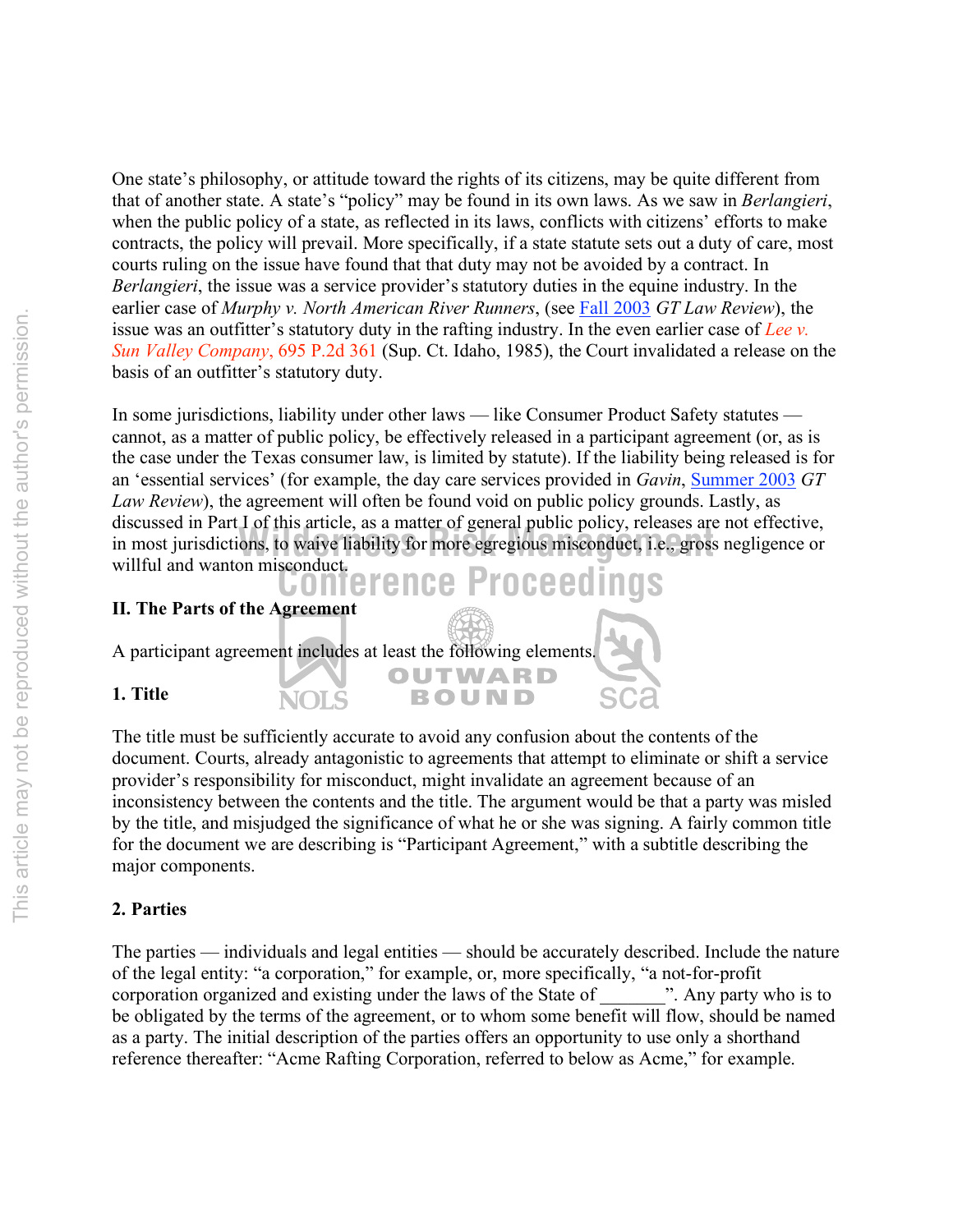One state's philosophy, or attitude toward the rights of its citizens, may be quite different from that of another state. A state's "policy" may be found in its own laws. As we saw in *Berlangieri*, when the public policy of a state, as reflected in its laws, conflicts with citizens' efforts to make contracts, the policy will prevail. More specifically, if a state statute sets out a duty of care, most courts ruling on the issue have found that that duty may not be avoided by a contract. In *Berlangieri*, the issue was a service provider's statutory duties in the equine industry. In the earlier case of *Murphy v. North American River Runners*, (see Fall 2003 *GT Law Review*), the issue was an outfitter's statutory duty in the rafting industry. In the even earlier case of *Lee v. Sun Valley Company*, 695 P.2d 361 (Sup. Ct. Idaho, 1985), the Court invalidated a release on the basis of an outfitter's statutory duty.

In some jurisdictions, liability under other laws — like Consumer Product Safety statutes — cannot, as a matter of public policy, be effectively released in a participant agreement (or, as is the case under the Texas consumer law, is limited by statute). If the liability being released is for an 'essential services' (for example, the day care services provided in *Gavin*, Summer 2003 *GT Law Review*), the agreement will often be found void on public policy grounds. Lastly, as discussed in Part I of this article, as a matter of general public policy, releases are not effective, in most jurisdictions, to waive liability for more egregious misconduct, i.e., gross negligence or willful and wanton misconduct.

## II. The Parts of the Agreement

A participant agreement includes at least the following elements.

### 1. Title

The title must be sufficiently accurate to avoid any confusion about the contents of the document. Courts, already antagonistic to agreements that attempt to eliminate or shift a service provider's responsibility for misconduct, might invalidate an agreement because of an inconsistency between the contents and the title. The argument would be that a party was misled by the title, and misjudged the significance of what he or she was signing. A fairly common title for the document we are describing is "Participant Agreement," with a subtitle describing the major components.

### 2. Parties

The parties — individuals and legal entities — should be accurately described. Include the nature of the legal entity: "a corporation," for example, or, more specifically, "a not-for-profit corporation organized and existing under the laws of the State of _______". Any party who is to be obligated by the terms of the agreement, or to whom some benefit will flow, should be named as a party. The initial description of the parties offers an opportunity to use only a shorthand reference thereafter: "Acme Rafting Corporation, referred to below as Acme," for example.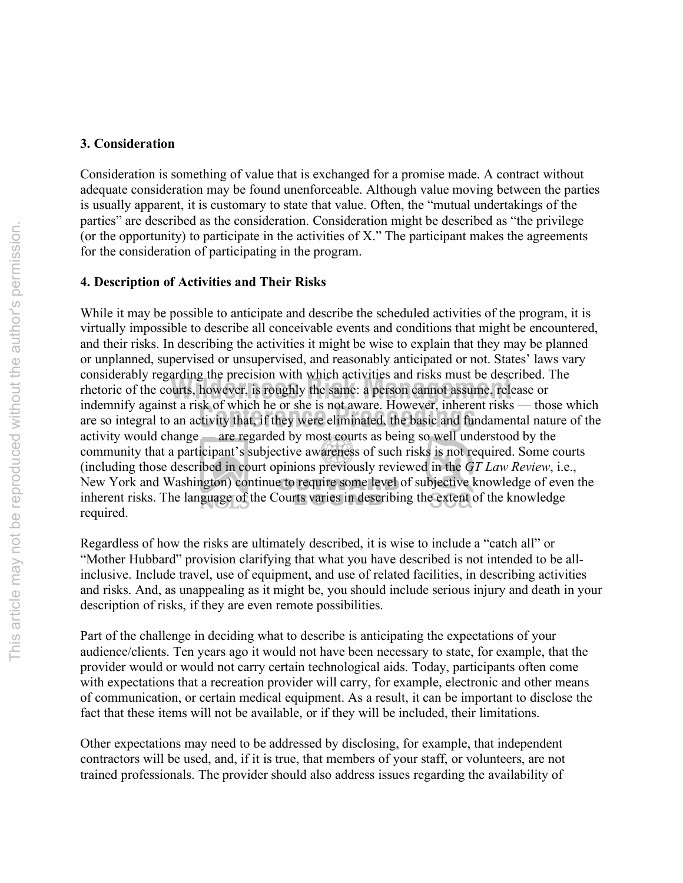### 3. Consideration

Consideration is something of value that is exchanged for a promise made. A contract without adequate consideration may be found unenforceable. Although value moving between the parties is usually apparent, it is customary to state that value. Often, the "mutual undertakings of the parties" are described as the consideration. Consideration might be described as "the privilege (or the opportunity) to participate in the activities of X." The participant makes the agreements for the consideration of participating in the program.

### 4. Description of Activities and Their Risks

While it may be possible to anticipate and describe the scheduled activities of the program, it is virtually impossible to describe all conceivable events and conditions that might be encountered, and their risks. In describing the activities it might be wise to explain that they may be planned or unplanned, supervised or unsupervised, and reasonably anticipated or not. States' laws vary considerably regarding the precision with which activities and risks must be described. The rhetoric of the courts, however, is roughly the same: a person cannot assume, release or indemnify against a risk of which he or she is not aware. However, inherent risks — those which are so integral to an activity that, if they were eliminated, the basic and fundamental nature of the activity would change — are regarded by most courts as being so well understood by the community that a participant's subjective awareness of such risks is not required. Some courts (including those described in court opinions previously reviewed in the *GT Law Review*, i.e., New York and Washington) continue to require some level of subjective knowledge of even the inherent risks. The language of the Courts varies in describing the extent of the knowledge required.

Regardless of how the risks are ultimately described, it is wise to include a "catch all" or "Mother Hubbard" provision clarifying that what you have described is not intended to be all-inclusive. Include travel, use of equipment, and use of related facilities, in describing activities and risks. And, as unappealing as it might be, you should include serious injury and death in your description of risks, if they are even remote possibilities.

Part of the challenge in deciding what to describe is anticipating the expectations of your audience/clients. Ten years ago it would not have been necessary to state, for example, that the provider would or would not carry certain technological aids. Today, participants often come with expectations that a recreation provider will carry, for example, electronic and other means of communication, or certain medical equipment. As a result, it can be important to disclose the fact that these items will not be available, or if they will be included, their limitations.

Other expectations may need to be addressed by disclosing, for example, that independent contractors will be used, and, if it is true, that members of your staff, or volunteers, are not trained professionals. The provider should also address issues regarding the availability of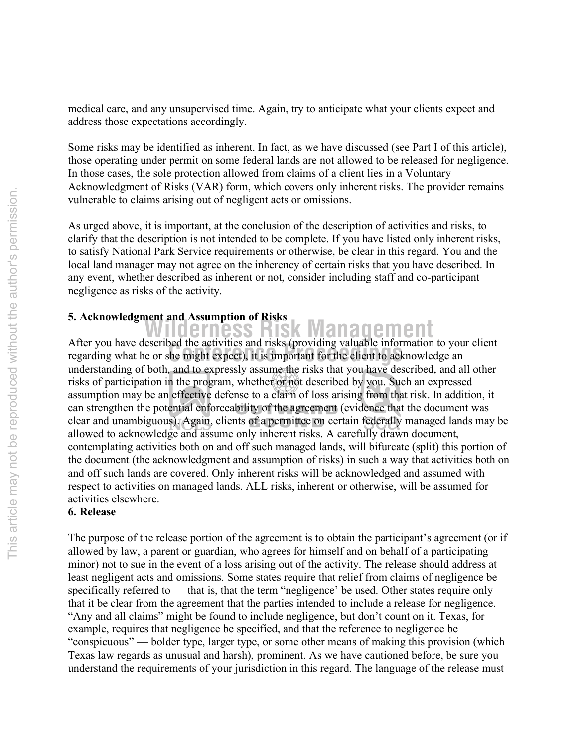medical care, and any unsupervised time. Again, try to anticipate what your clients expect and address those expectations accordingly.

Some risks may be identified as inherent. In fact, as we have discussed (see Part I of this article), those operating under permit on some federal lands are not allowed to be released for negligence. In those cases, the sole protection allowed from claims of a client lies in a Voluntary Acknowledgment of Risks (VAR) form, which covers only inherent risks. The provider remains vulnerable to claims arising out of negligent acts or omissions.

As urged above, it is important, at the conclusion of the description of activities and risks, to clarify that the description is not intended to be complete. If you have listed only inherent risks, to satisfy National Park Service requirements or otherwise, be clear in this regard. You and the local land manager may not agree on the inherency of certain risks that you have described. In any event, whether described as inherent or not, consider including staff and co-participant negligence as risks of the activity.

**5. Acknowledgment and Assumption of Risks**

After you have described the activities and risks (providing valuable information to your client regarding what he or she might expect), it is important for the client to acknowledge an understanding of both, and to expressly assume the risks that you have described, and all other risks of participation in the program, whether or not described by you. Such an expressed assumption may be an effective defense to a claim of loss arising from that risk. In addition, it can strengthen the potential enforceability of the agreement (evidence that the document was clear and unambiguous). Again, clients of a permittee on certain federally managed lands may be allowed to acknowledge and assume only inherent risks. A carefully drawn document, contemplating activities both on and off such managed lands, will bifurcate (split) this portion of the document (the acknowledgment and assumption of risks) in such a way that activities both on and off such lands are covered. Only inherent risks will be acknowledged and assumed with respect to activities on managed lands. ALL risks, inherent or otherwise, will be assumed for activities elsewhere.

**6. Release**

The purpose of the release portion of the agreement is to obtain the participant's agreement (or if allowed by law, a parent or guardian, who agrees for himself and on behalf of a participating minor) not to sue in the event of a loss arising out of the activity. The release should address at least negligent acts and omissions. Some states require that relief from claims of negligence be specifically referred to — that is, that the term "negligence' be used. Other states require only that it be clear from the agreement that the parties intended to include a release for negligence. "Any and all claims" might be found to include negligence, but don't count on it. Texas, for example, requires that negligence be specified, and that the reference to negligence be "conspicuous" — bolder type, larger type, or some other means of making this provision (which Texas law regards as unusual and harsh), prominent. As we have cautioned before, be sure you understand the requirements of your jurisdiction in this regard. The language of the release must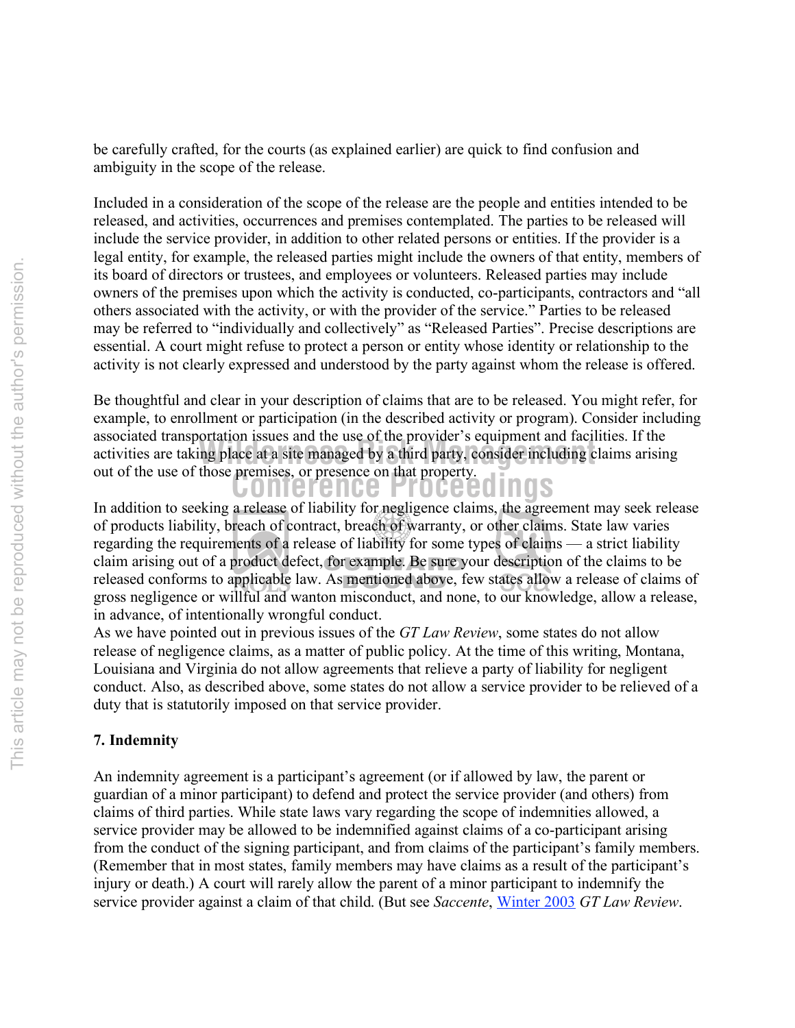be carefully crafted, for the courts (as explained earlier) are quick to find confusion and ambiguity in the scope of the release.

Included in a consideration of the scope of the release are the people and entities intended to be released, and activities, occurrences and premises contemplated. The parties to be released will include the service provider, in addition to other related persons or entities. If the provider is a legal entity, for example, the released parties might include the owners of that entity, members of its board of directors or trustees, and employees or volunteers. Released parties may include owners of the premises upon which the activity is conducted, co-participants, contractors and "all others associated with the activity, or with the provider of the service." Parties to be released may be referred to "individually and collectively" as "Released Parties". Precise descriptions are essential. A court might refuse to protect a person or entity whose identity or relationship to the activity is not clearly expressed and understood by the party against whom the release is offered.

Be thoughtful and clear in your description of claims that are to be released. You might refer, for example, to enrollment or participation (in the described activity or program). Consider including associated transportation issues and the use of the provider's equipment and facilities. If the activities are taking place at a site managed by a third party, consider including claims arising out of the use of those premises, or presence on that property.

In addition to seeking a release of liability for negligence claims, the agreement may seek release of products liability, breach of contract, breach of warranty, or other claims. State law varies regarding the requirements of a release of liability for some types of claims — a strict liability claim arising out of a product defect, for example. Be sure your description of the claims to be released conforms to applicable law. As mentioned above, few states allow a release of claims of gross negligence or willful and wanton misconduct, and none, to our knowledge, allow a release, in advance, of intentionally wrongful conduct.

As we have pointed out in previous issues of the *GT Law Review*, some states do not allow release of negligence claims, as a matter of public policy. At the time of this writing, Montana, Louisiana and Virginia do not allow agreements that relieve a party of liability for negligent conduct. Also, as described above, some states do not allow a service provider to be relieved of a duty that is statutorily imposed on that service provider.

**7. Indemnity**

An indemnity agreement is a participant's agreement (or if allowed by law, the parent or guardian of a minor participant) to defend and protect the service provider (and others) from claims of third parties. While state laws vary regarding the scope of indemnities allowed, a service provider may be allowed to be indemnified against claims of a co-participant arising from the conduct of the signing participant, and from claims of the participant's family members. (Remember that in most states, family members may have claims as a result of the participant's injury or death.) A court will rarely allow the parent of a minor participant to indemnify the service provider against a claim of that child. (But see *Saccente*, Winter 2003 *GT Law Review*.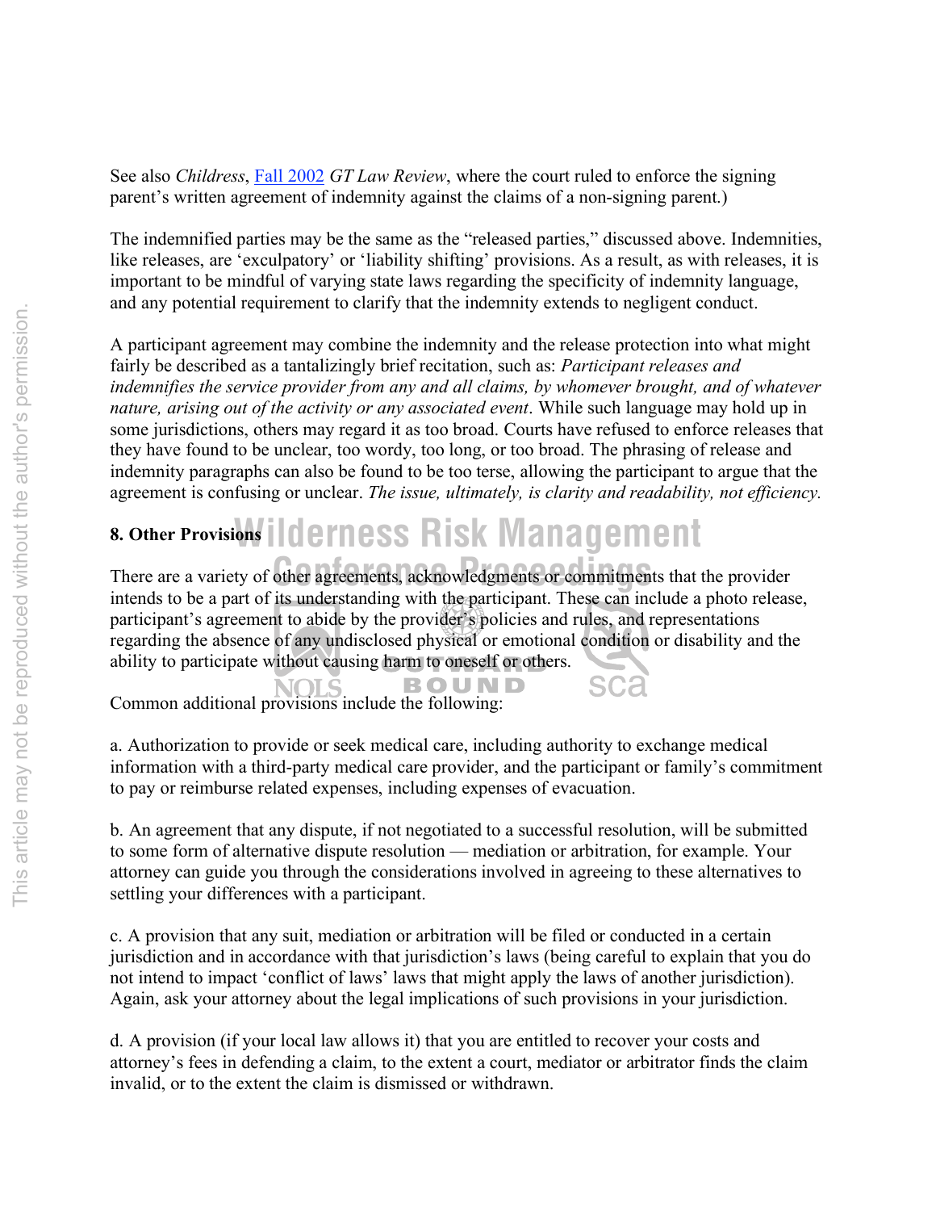See also *Childress*, Fall 2002 *GT Law Review*, where the court ruled to enforce the signing parent's written agreement of indemnity against the claims of a non-signing parent.)

The indemnified parties may be the same as the "released parties," discussed above. Indemnities, like releases, are 'exculpatory' or 'liability shifting' provisions. As a result, as with releases, it is important to be mindful of varying state laws regarding the specificity of indemnity language, and any potential requirement to clarify that the indemnity extends to negligent conduct.

A participant agreement may combine the indemnity and the release protection into what might fairly be described as a tantalizingly brief recitation, such as: *Participant releases and indemnifies the service provider from any and all claims, by whomever brought, and of whatever nature, arising out of the activity or any associated event*. While such language may hold up in some jurisdictions, others may regard it as too broad. Courts have refused to enforce releases that they have found to be unclear, too wordy, too long, or too broad. The phrasing of release and indemnity paragraphs can also be found to be too terse, allowing the participant to argue that the agreement is confusing or unclear. *The issue, ultimately, is clarity and readability, not efficiency.*

**8. Other Provisions**

There are a variety of other agreements, acknowledgments or commitments that the provider intends to be a part of its understanding with the participant. These can include a photo release, participant's agreement to abide by the provider's policies and rules, and representations regarding the absence of any undisclosed physical or emotional condition or disability and the ability to participate without causing harm to oneself or others.

Common additional provisions include the following:

a. Authorization to provide or seek medical care, including authority to exchange medical information with a third-party medical care provider, and the participant or family's commitment to pay or reimburse related expenses, including expenses of evacuation.

b. An agreement that any dispute, if not negotiated to a successful resolution, will be submitted to some form of alternative dispute resolution — mediation or arbitration, for example. Your attorney can guide you through the considerations involved in agreeing to these alternatives to settling your differences with a participant.

c. A provision that any suit, mediation or arbitration will be filed or conducted in a certain jurisdiction and in accordance with that jurisdiction's laws (being careful to explain that you do not intend to impact 'conflict of laws' laws that might apply the laws of another jurisdiction). Again, ask your attorney about the legal implications of such provisions in your jurisdiction.

d. A provision (if your local law allows it) that you are entitled to recover your costs and attorney's fees in defending a claim, to the extent a court, mediator or arbitrator finds the claim invalid, or to the extent the claim is dismissed or withdrawn.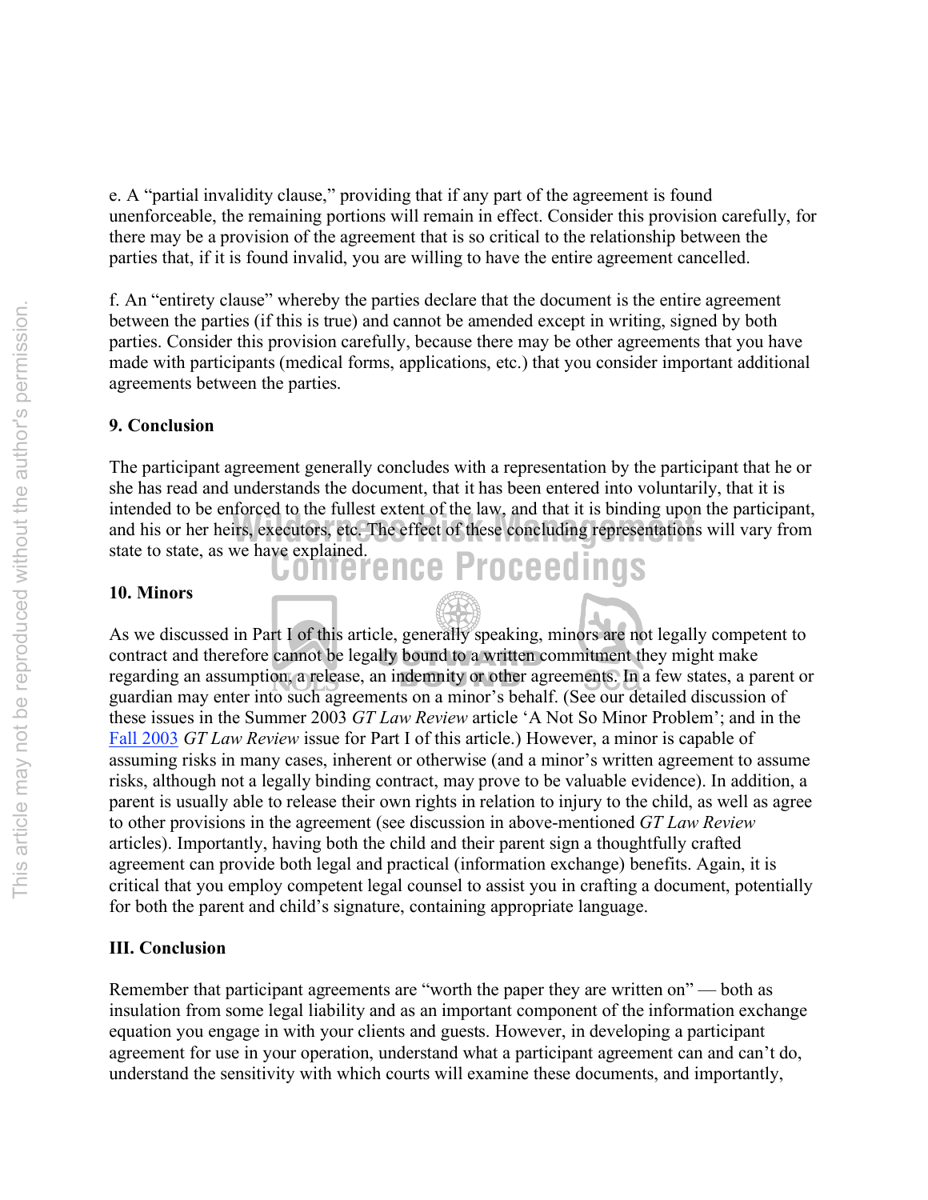e. A "partial invalidity clause," providing that if any part of the agreement is found unenforceable, the remaining portions will remain in effect. Consider this provision carefully, for there may be a provision of the agreement that is so critical to the relationship between the parties that, if it is found invalid, you are willing to have the entire agreement cancelled.

f. An "entirety clause" whereby the parties declare that the document is the entire agreement between the parties (if this is true) and cannot be amended except in writing, signed by both parties. Consider this provision carefully, because there may be other agreements that you have made with participants (medical forms, applications, etc.) that you consider important additional agreements between the parties.

**9. Conclusion**

The participant agreement generally concludes with a representation by the participant that he or she has read and understands the document, that it has been entered into voluntarily, that it is intended to be enforced to the fullest extent of the law, and that it is binding upon the participant, and his or her heirs, executors, etc. The effect of these concluding representations will vary from state to state, as we have explained.

**10. Minors**

As we discussed in Part I of this article, generally speaking, minors are not legally competent to contract and therefore cannot be legally bound to a written commitment they might make regarding an assumption, a release, an indemnity or other agreements. In a few states, a parent or guardian may enter into such agreements on a minor's behalf. (See our detailed discussion of these issues in the Summer 2003 *GT Law Review* article 'A Not So Minor Problem'; and in the Fall 2003 *GT Law Review* issue for Part I of this article.) However, a minor is capable of assuming risks in many cases, inherent or otherwise (and a minor's written agreement to assume risks, although not a legally binding contract, may prove to be valuable evidence). In addition, a parent is usually able to release their own rights in relation to injury to the child, as well as agree to other provisions in the agreement (see discussion in above-mentioned *GT Law Review* articles). Importantly, having both the child and their parent sign a thoughtfully crafted agreement can provide both legal and practical (information exchange) benefits. Again, it is critical that you employ competent legal counsel to assist you in crafting a document, potentially for both the parent and child's signature, containing appropriate language.

**III. Conclusion**

Remember that participant agreements are "worth the paper they are written on" — both as insulation from some legal liability and as an important component of the information exchange equation you engage in with your clients and guests. However, in developing a participant agreement for use in your operation, understand what a participant agreement can and can't do, understand the sensitivity with which courts will examine these documents, and importantly,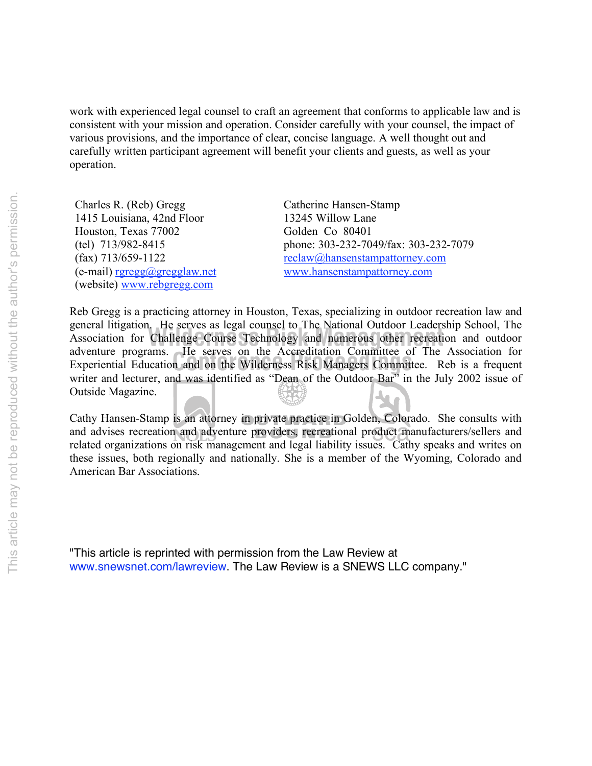work with experienced legal counsel to craft an agreement that conforms to applicable law and is consistent with your mission and operation. Consider carefully with your counsel, the impact of various provisions, and the importance of clear, concise language. A well thought out and carefully written participant agreement will benefit your clients and guests, as well as your operation.

Charles R. (Reb) Gregg
1415 Louisiana, 42nd Floor
Houston, Texas 77002
(tel) 713/982-8415
(fax) 713/659-1122
(e-mail) rgregg@gregglaw.net
(website) www.rebgregg.com

Catherine Hansen-Stamp
13245 Willow Lane
Golden Co 80401
phone: 303-232-7049/fax: 303-232-7079
reclaw@hansenstampattorney.com
www.hansenstampattorney.com

Reb Gregg is a practicing attorney in Houston, Texas, specializing in outdoor recreation law and general litigation. He serves as legal counsel to The National Outdoor Leadership School, The Association for Challenge Course Technology and numerous other recreation and outdoor adventure programs. He serves on the Accreditation Committee of The Association for Experiential Education and on the Wilderness Risk Managers Committee. Reb is a frequent writer and lecturer, and was identified as "Dean of the Outdoor Bar" in the July 2002 issue of Outside Magazine.

Cathy Hansen-Stamp is an attorney in private practice in Golden, Colorado. She consults with and advises recreation and adventure providers, recreational product manufacturers/sellers and related organizations on risk management and legal liability issues. Cathy speaks and writes on these issues, both regionally and nationally. She is a member of the Wyoming, Colorado and American Bar Associations.

"This article is reprinted with permission from the Law Review at www.snewsnet.com/lawreview. The Law Review is a SNEWS LLC company."